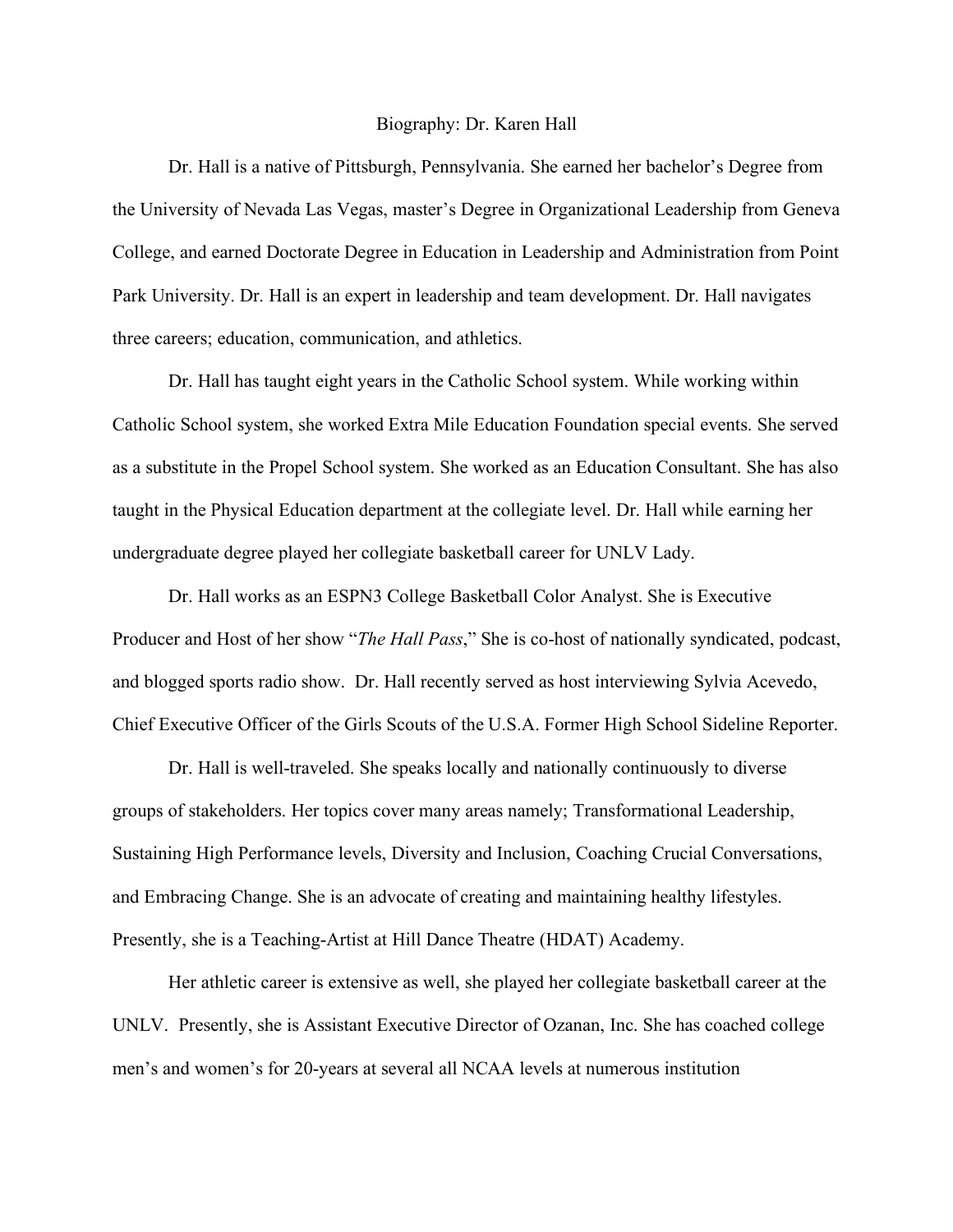# Biography: Dr. Karen Hall

Dr. Hall is a native of Pittsburgh, Pennsylvania. She earned her bachelor's Degree from the University of Nevada Las Vegas, master's Degree in Organizational Leadership from Geneva College, and earned Doctorate Degree in Education in Leadership and Administration from Point Park University. Dr. Hall is an expert in leadership and team development. Dr. Hall navigates three careers; education, communication, and athletics.

Dr. Hall has taught eight years in the Catholic School system. While working within Catholic School system, she worked Extra Mile Education Foundation special events. She served as a substitute in the Propel School system. She worked as an Education Consultant. She has also taught in the Physical Education department at the collegiate level. Dr. Hall while earning her undergraduate degree played her collegiate basketball career for UNLV Lady.

Dr. Hall works as an ESPN3 College Basketball Color Analyst. She is Executive Producer and Host of her show "*The Hall Pass*," She is co-host of nationally syndicated, podcast, and blogged sports radio show. Dr. Hall recently served as host interviewing Sylvia Acevedo, Chief Executive Officer of the Girls Scouts of the U.S.A. Former High School Sideline Reporter.

Dr. Hall is well-traveled. She speaks locally and nationally continuously to diverse groups of stakeholders. Her topics cover many areas namely; Transformational Leadership, Sustaining High Performance levels, Diversity and Inclusion, Coaching Crucial Conversations, and Embracing Change. She is an advocate of creating and maintaining healthy lifestyles. Presently, she is a Teaching-Artist at Hill Dance Theatre (HDAT) Academy.

Her athletic career is extensive as well, she played her collegiate basketball career at the UNLV. Presently, she is Assistant Executive Director of Ozanan, Inc. She has coached college men's and women's for 20-years at several all NCAA levels at numerous institution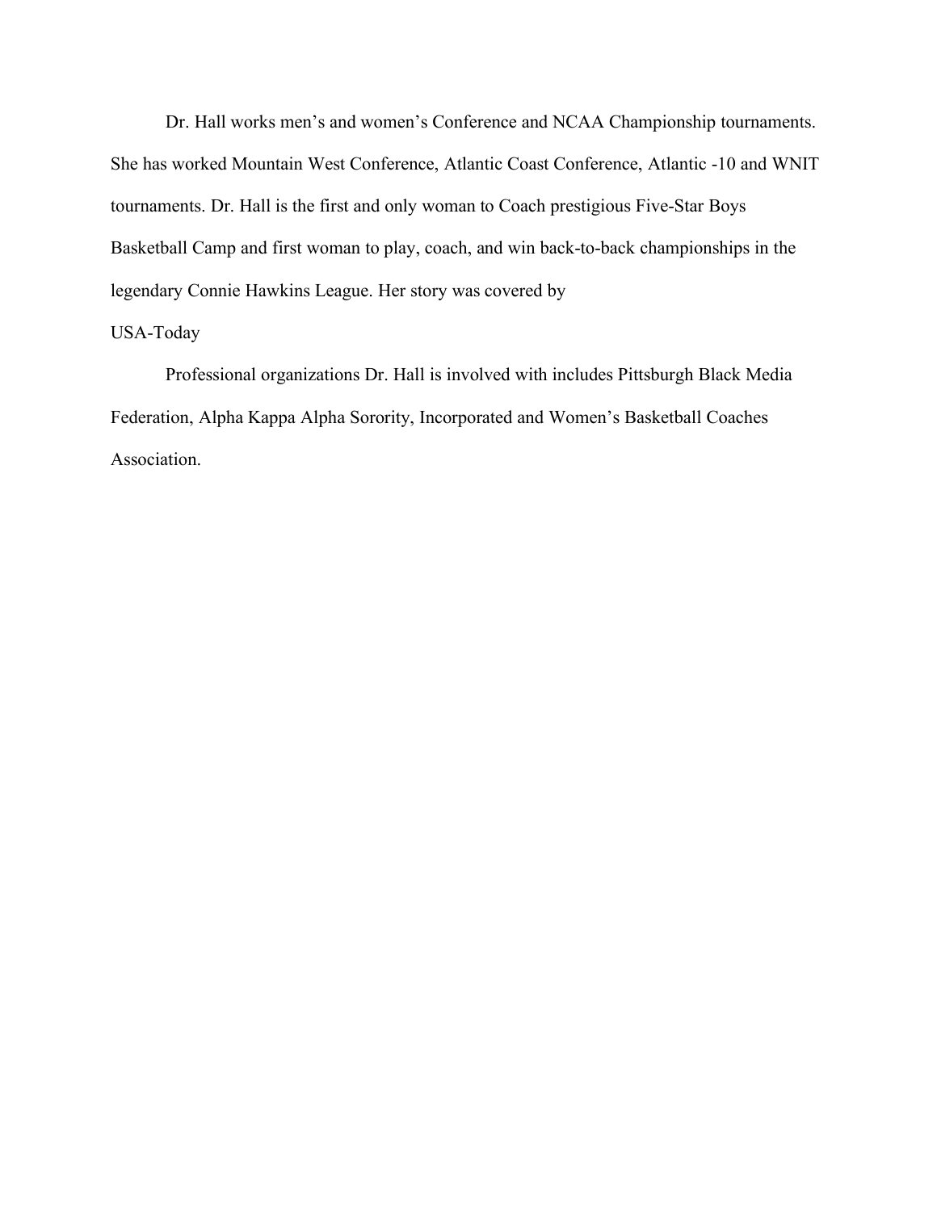Dr. Hall works men's and women's Conference and NCAA Championship tournaments. She has worked Mountain West Conference, Atlantic Coast Conference, Atlantic -10 and WNIT tournaments. Dr. Hall is the first and only woman to Coach prestigious Five-Star Boys Basketball Camp and first woman to play, coach, and win back-to-back championships in the legendary Connie Hawkins League. Her story was covered by

USA-Today

Professional organizations Dr. Hall is involved with includes Pittsburgh Black Media Federation, Alpha Kappa Alpha Sorority, Incorporated and Women's Basketball Coaches Association.